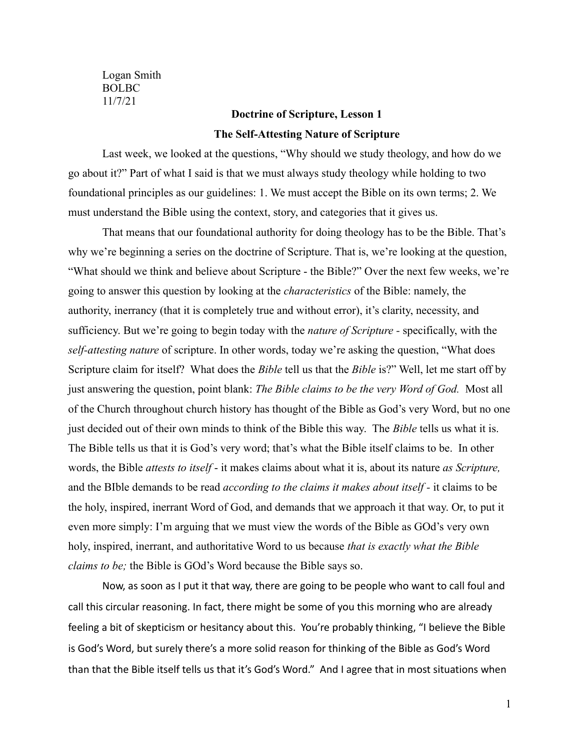Logan Smith
BOLBC
11/7/21

**Doctrine of Scripture, Lesson 1**

**The Self-Attesting Nature of Scripture**

Last week, we looked at the questions, "Why should we study theology, and how do we go about it?" Part of what I said is that we must always study theology while holding to two foundational principles as our guidelines: 1. We must accept the Bible on its own terms; 2. We must understand the Bible using the context, story, and categories that it gives us.

That means that our foundational authority for doing theology has to be the Bible. That's why we're beginning a series on the doctrine of Scripture. That is, we're looking at the question, "What should we think and believe about Scripture - the Bible?" Over the next few weeks, we're going to answer this question by looking at the *characteristics* of the Bible: namely, the authority, inerrancy (that it is completely true and without error), it's clarity, necessity, and sufficiency. But we're going to begin today with the *nature of Scripture* - specifically, with the *self-attesting nature* of scripture. In other words, today we're asking the question, "What does Scripture claim for itself? What does the *Bible* tell us that the *Bible* is?" Well, let me start off by just answering the question, point blank: *The Bible claims to be the very Word of God.* Most all of the Church throughout church history has thought of the Bible as God's very Word, but no one just decided out of their own minds to think of the Bible this way. The *Bible* tells us what it is. The Bible tells us that it is God's very word; that's what the Bible itself claims to be. In other words, the Bible *attests to itself* - it makes claims about what it is, about its nature *as Scripture,* and the BIble demands to be read *according to the claims it makes about itself* - it claims to be the holy, inspired, inerrant Word of God, and demands that we approach it that way. Or, to put it even more simply: I'm arguing that we must view the words of the Bible as GOd's very own holy, inspired, inerrant, and authoritative Word to us because *that is exactly what the Bible claims to be;* the Bible is GOd's Word because the Bible says so.

Now, as soon as I put it that way, there are going to be people who want to call foul and call this circular reasoning. In fact, there might be some of you this morning who are already feeling a bit of skepticism or hesitancy about this. You're probably thinking, "I believe the Bible is God's Word, but surely there's a more solid reason for thinking of the Bible as God's Word than that the Bible itself tells us that it's God's Word." And I agree that in most situations when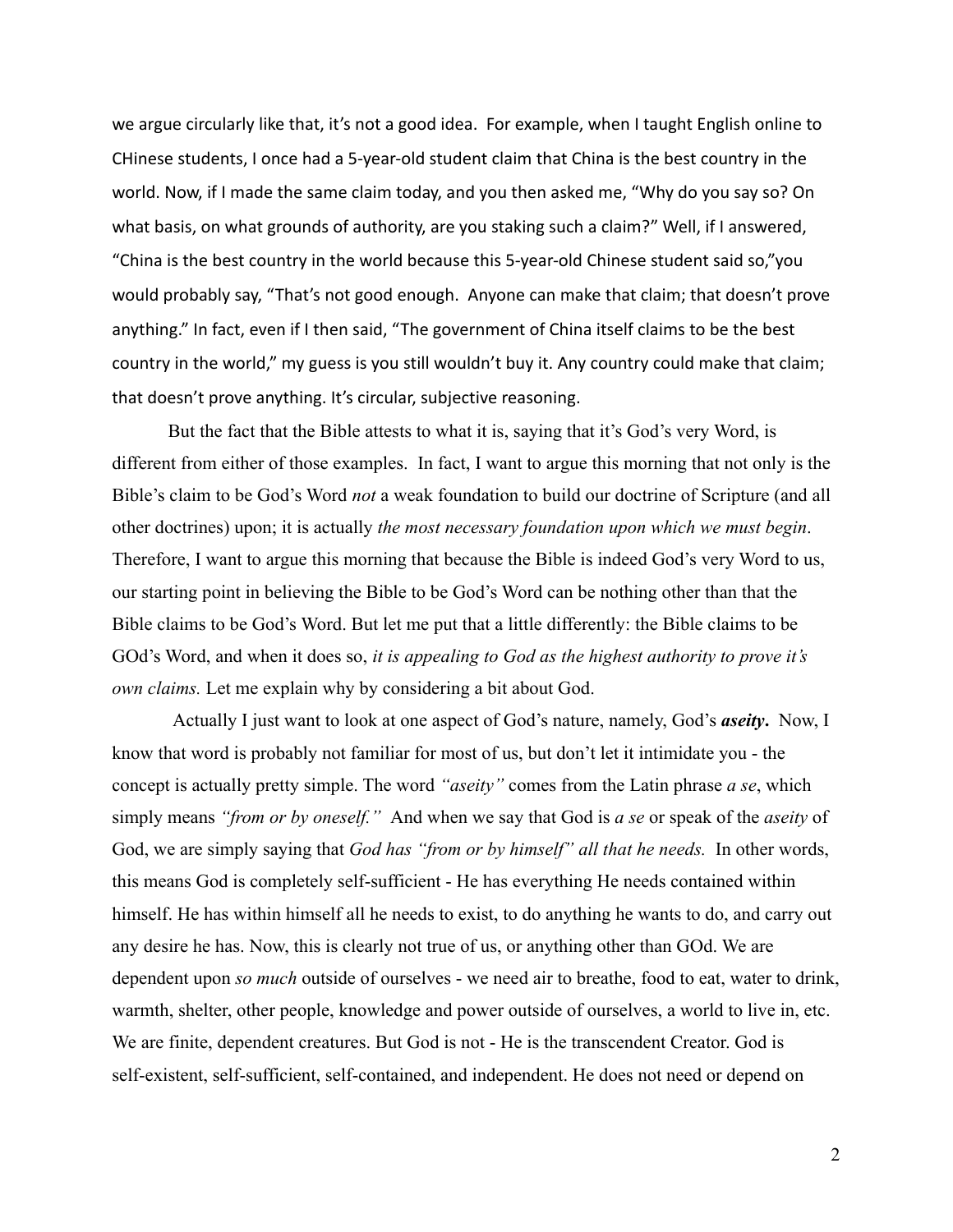we argue circularly like that, it's not a good idea. For example, when I taught English online to CHinese students, I once had a 5-year-old student claim that China is the best country in the world. Now, if I made the same claim today, and you then asked me, "Why do you say so? On what basis, on what grounds of authority, are you staking such a claim?" Well, if I answered, "China is the best country in the world because this 5-year-old Chinese student said so,"you would probably say, "That's not good enough. Anyone can make that claim; that doesn't prove anything." In fact, even if I then said, "The government of China itself claims to be the best country in the world," my guess is you still wouldn't buy it. Any country could make that claim; that doesn't prove anything. It's circular, subjective reasoning.

But the fact that the Bible attests to what it is, saying that it's God's very Word, is different from either of those examples. In fact, I want to argue this morning that not only is the Bible's claim to be God's Word *not* a weak foundation to build our doctrine of Scripture (and all other doctrines) upon; it is actually *the most necessary foundation upon which we must begin*. Therefore, I want to argue this morning that because the Bible is indeed God's very Word to us, our starting point in believing the Bible to be God's Word can be nothing other than that the Bible claims to be God's Word. But let me put that a little differently: the Bible claims to be GOd's Word, and when it does so, *it is appealing to God as the highest authority to prove it's own claims.* Let me explain why by considering a bit about God.

Actually I just want to look at one aspect of God's nature, namely, God's ***aseity***. Now, I know that word is probably not familiar for most of us, but don't let it intimidate you - the concept is actually pretty simple. The word *"aseity"* comes from the Latin phrase *a se*, which simply means *"from or by oneself."* And when we say that God is *a se* or speak of the *aseity* of God, we are simply saying that *God has "from or by himself" all that he needs.* In other words, this means God is completely self-sufficient - He has everything He needs contained within himself. He has within himself all he needs to exist, to do anything he wants to do, and carry out any desire he has. Now, this is clearly not true of us, or anything other than GOd. We are dependent upon *so much* outside of ourselves - we need air to breathe, food to eat, water to drink, warmth, shelter, other people, knowledge and power outside of ourselves, a world to live in, etc. We are finite, dependent creatures. But God is not - He is the transcendent Creator. God is self-existent, self-sufficient, self-contained, and independent. He does not need or depend on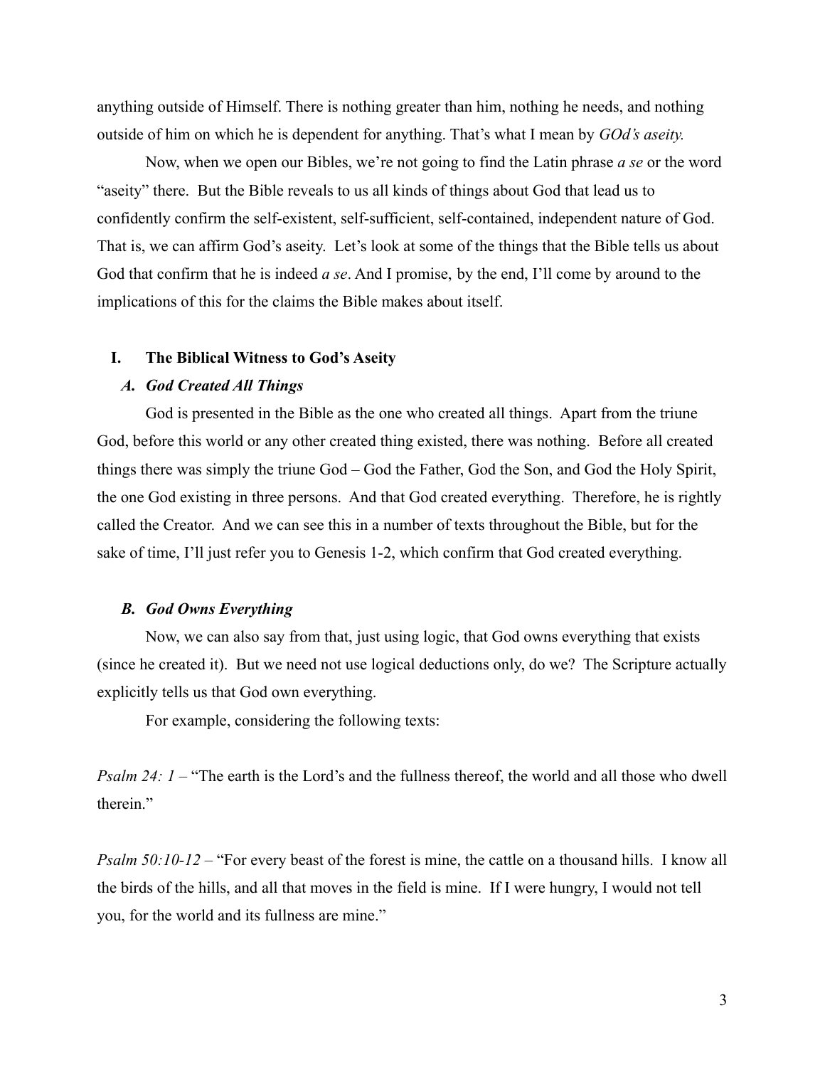anything outside of Himself. There is nothing greater than him, nothing he needs, and nothing outside of him on which he is dependent for anything. That's what I mean by *GOd's aseity.*

Now, when we open our Bibles, we're not going to find the Latin phrase *a se* or the word "aseity" there. But the Bible reveals to us all kinds of things about God that lead us to confidently confirm the self-existent, self-sufficient, self-contained, independent nature of God. That is, we can affirm God's aseity. Let's look at some of the things that the Bible tells us about God that confirm that he is indeed *a se*. And I promise, by the end, I'll come by around to the implications of this for the claims the Bible makes about itself.

## I. The Biblical Witness to God's Aseity

### *A. God Created All Things*

God is presented in the Bible as the one who created all things. Apart from the triune God, before this world or any other created thing existed, there was nothing. Before all created things there was simply the triune God – God the Father, God the Son, and God the Holy Spirit, the one God existing in three persons. And that God created everything. Therefore, he is rightly called the Creator. And we can see this in a number of texts throughout the Bible, but for the sake of time, I'll just refer you to Genesis 1-2, which confirm that God created everything.

### *B. God Owns Everything*

Now, we can also say from that, just using logic, that God owns everything that exists (since he created it). But we need not use logical deductions only, do we? The Scripture actually explicitly tells us that God own everything.

For example, considering the following texts:

*Psalm 24: 1* – "The earth is the Lord's and the fullness thereof, the world and all those who dwell therein."

*Psalm 50:10-12* – "For every beast of the forest is mine, the cattle on a thousand hills. I know all the birds of the hills, and all that moves in the field is mine. If I were hungry, I would not tell you, for the world and its fullness are mine."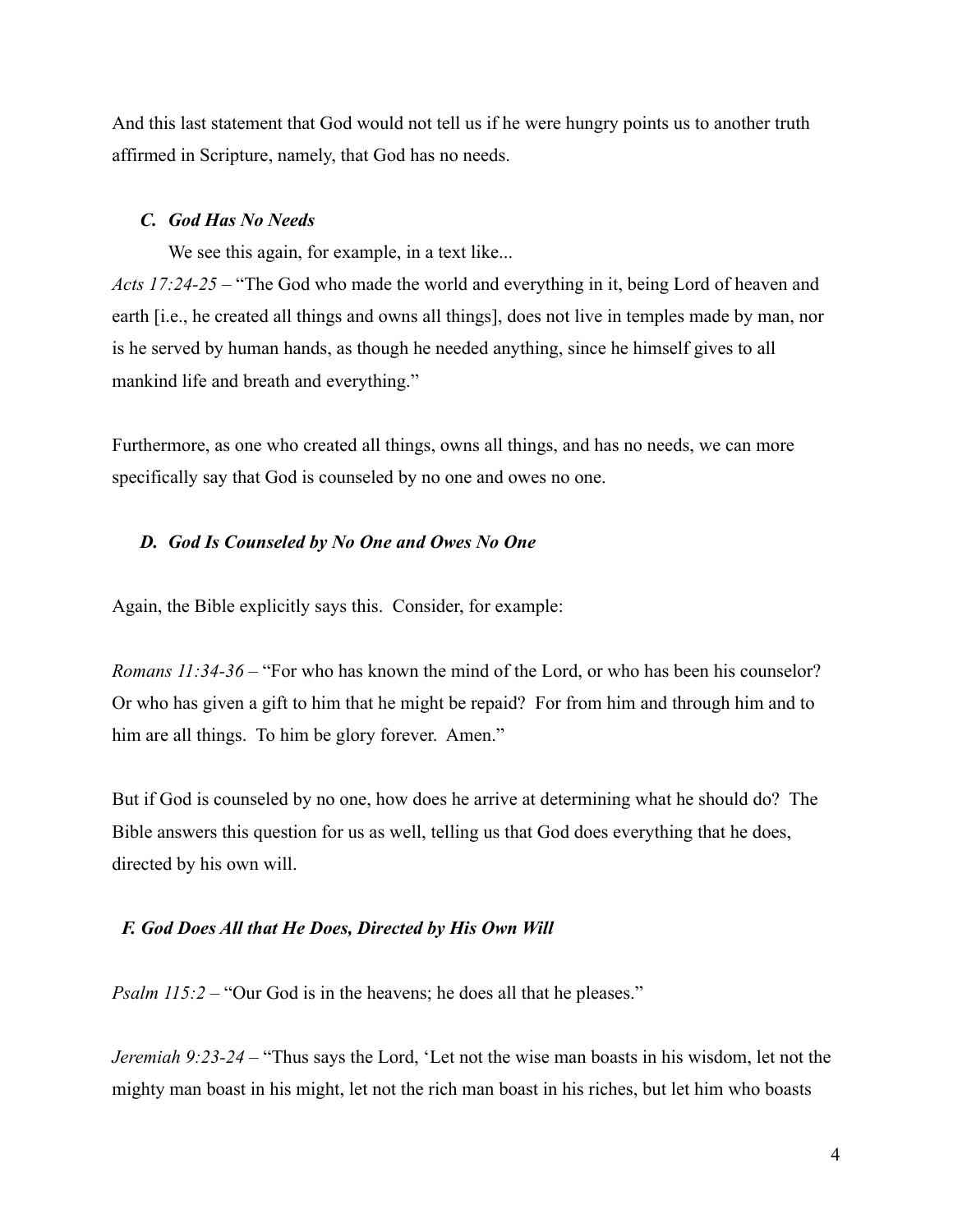And this last statement that God would not tell us if he were hungry points us to another truth affirmed in Scripture, namely, that God has no needs.

### *C. God Has No Needs*

We see this again, for example, in a text like...

*Acts 17:24-25* – "The God who made the world and everything in it, being Lord of heaven and earth [i.e., he created all things and owns all things], does not live in temples made by man, nor is he served by human hands, as though he needed anything, since he himself gives to all mankind life and breath and everything."

Furthermore, as one who created all things, owns all things, and has no needs, we can more specifically say that God is counseled by no one and owes no one.

### *D. God Is Counseled by No One and Owes No One*

Again, the Bible explicitly says this. Consider, for example:

*Romans 11:34-36* – "For who has known the mind of the Lord, or who has been his counselor? Or who has given a gift to him that he might be repaid? For from him and through him and to him are all things. To him be glory forever. Amen."

But if God is counseled by no one, how does he arrive at determining what he should do? The Bible answers this question for us as well, telling us that God does everything that he does, directed by his own will.

### *F. God Does All that He Does, Directed by His Own Will*

*Psalm 115:2* – "Our God is in the heavens; he does all that he pleases."

*Jeremiah 9:23-24* – "Thus says the Lord, 'Let not the wise man boasts in his wisdom, let not the mighty man boast in his might, let not the rich man boast in his riches, but let him who boasts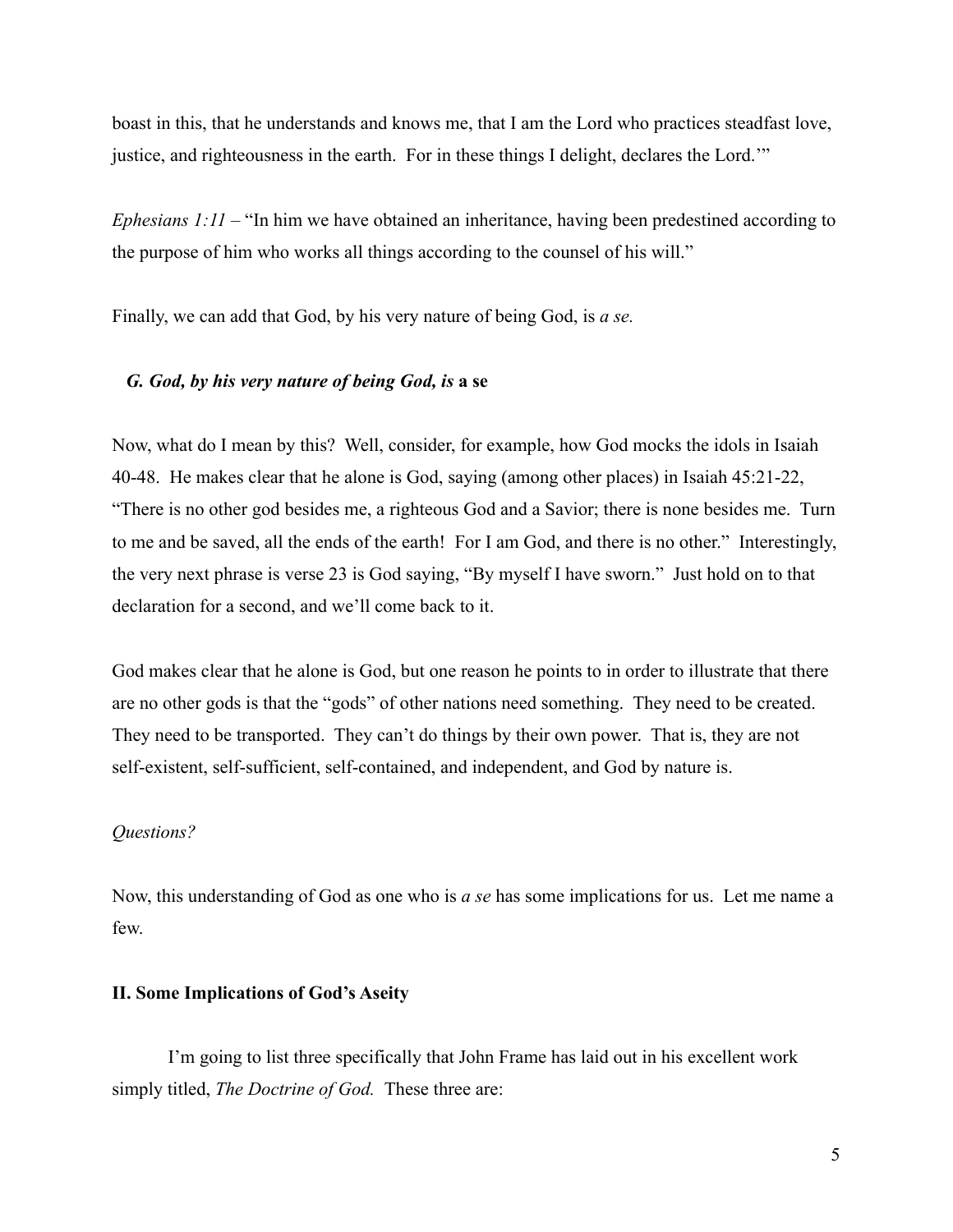boast in this, that he understands and knows me, that I am the Lord who practices steadfast love, justice, and righteousness in the earth. For in these things I delight, declares the Lord.'"

*Ephesians 1:11* – "In him we have obtained an inheritance, having been predestined according to the purpose of him who works all things according to the counsel of his will."

Finally, we can add that God, by his very nature of being God, is *a se.*

### *G. God, by his very nature of being God, is* **a se**

Now, what do I mean by this? Well, consider, for example, how God mocks the idols in Isaiah 40-48. He makes clear that he alone is God, saying (among other places) in Isaiah 45:21-22, "There is no other god besides me, a righteous God and a Savior; there is none besides me. Turn to me and be saved, all the ends of the earth! For I am God, and there is no other." Interestingly, the very next phrase is verse 23 is God saying, "By myself I have sworn." Just hold on to that declaration for a second, and we'll come back to it.

God makes clear that he alone is God, but one reason he points to in order to illustrate that there are no other gods is that the "gods" of other nations need something. They need to be created. They need to be transported. They can't do things by their own power. That is, they are not self-existent, self-sufficient, self-contained, and independent, and God by nature is.

*Questions?*

Now, this understanding of God as one who is *a se* has some implications for us. Let me name a few.

## II. Some Implications of God's Aseity

I'm going to list three specifically that John Frame has laid out in his excellent work simply titled, *The Doctrine of God.* These three are: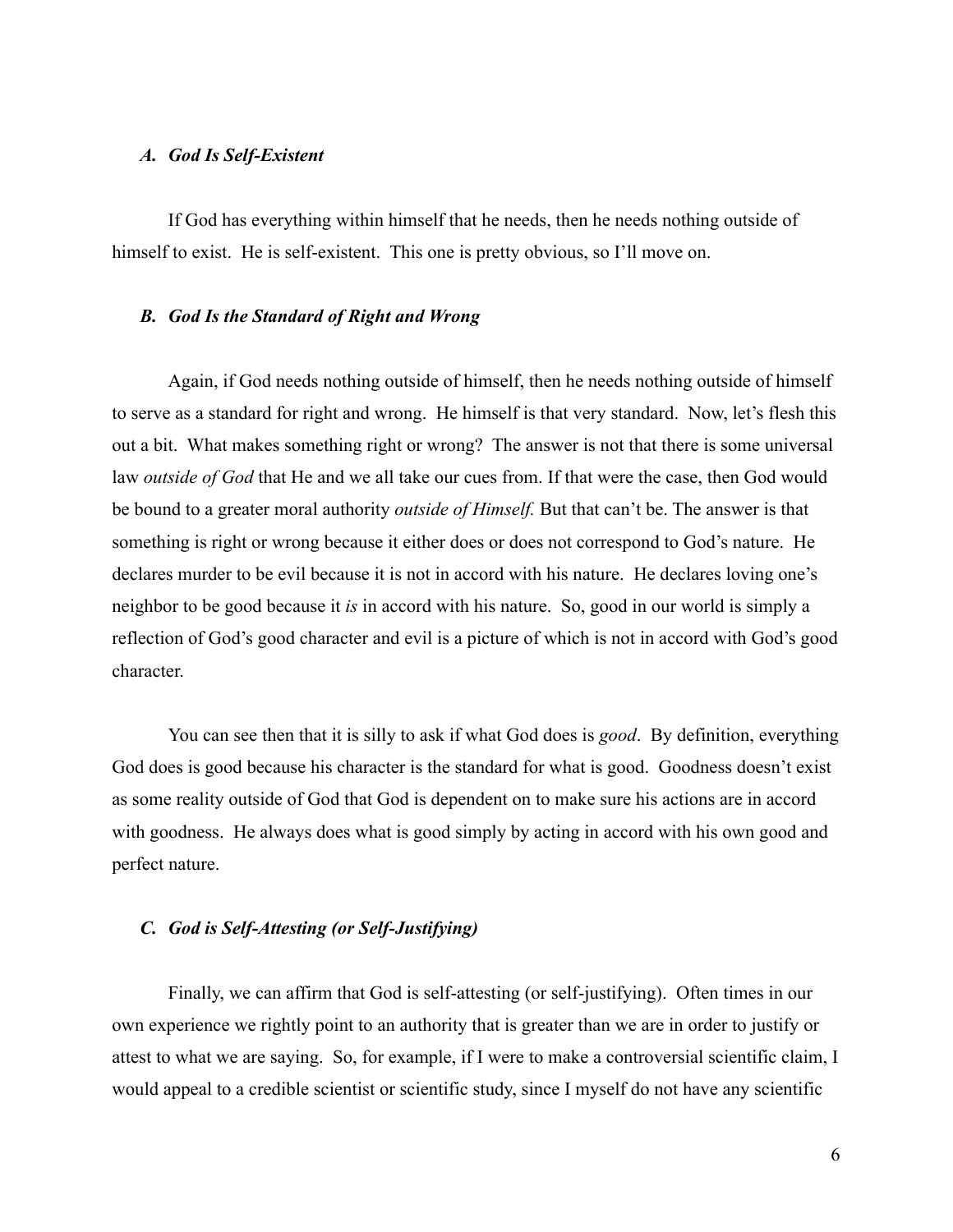### *A. God Is Self-Existent*

If God has everything within himself that he needs, then he needs nothing outside of himself to exist. He is self-existent. This one is pretty obvious, so I'll move on.

### *B. God Is the Standard of Right and Wrong*

Again, if God needs nothing outside of himself, then he needs nothing outside of himself to serve as a standard for right and wrong. He himself is that very standard. Now, let's flesh this out a bit. What makes something right or wrong? The answer is not that there is some universal law *outside of God* that He and we all take our cues from. If that were the case, then God would be bound to a greater moral authority *outside of Himself.* But that can't be. The answer is that something is right or wrong because it either does or does not correspond to God's nature. He declares murder to be evil because it is not in accord with his nature. He declares loving one's neighbor to be good because it *is* in accord with his nature. So, good in our world is simply a reflection of God's good character and evil is a picture of which is not in accord with God's good character.

You can see then that it is silly to ask if what God does is *good*. By definition, everything God does is good because his character is the standard for what is good. Goodness doesn't exist as some reality outside of God that God is dependent on to make sure his actions are in accord with goodness. He always does what is good simply by acting in accord with his own good and perfect nature.

### *C. God is Self-Attesting (or Self-Justifying)*

Finally, we can affirm that God is self-attesting (or self-justifying). Often times in our own experience we rightly point to an authority that is greater than we are in order to justify or attest to what we are saying. So, for example, if I were to make a controversial scientific claim, I would appeal to a credible scientist or scientific study, since I myself do not have any scientific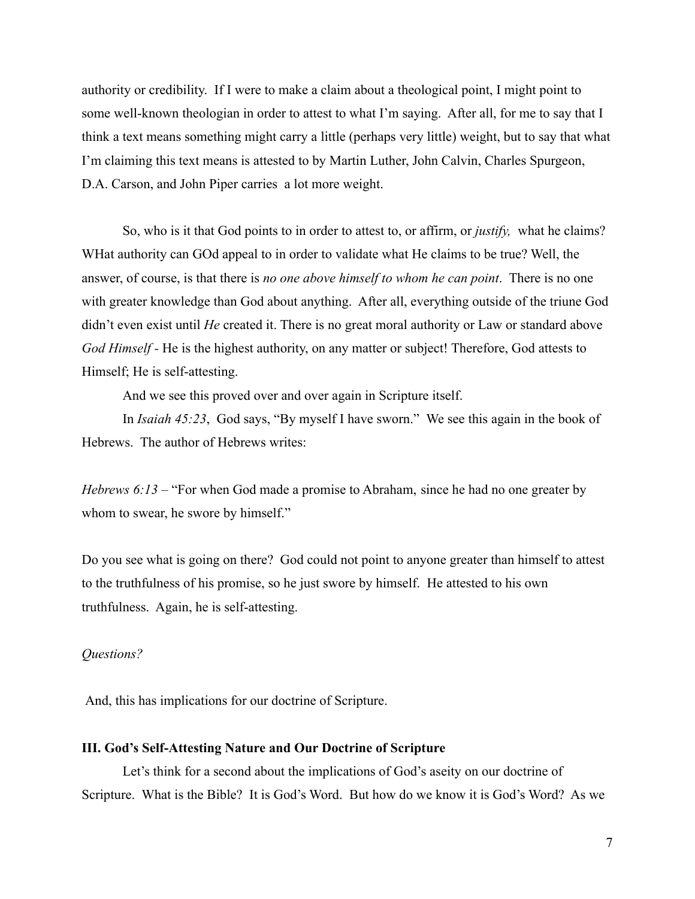authority or credibility. If I were to make a claim about a theological point, I might point to some well-known theologian in order to attest to what I'm saying. After all, for me to say that I think a text means something might carry a little (perhaps very little) weight, but to say that what I'm claiming this text means is attested to by Martin Luther, John Calvin, Charles Spurgeon, D.A. Carson, and John Piper carries a lot more weight.

So, who is it that God points to in order to attest to, or affirm, or *justify,* what he claims? WHat authority can GOd appeal to in order to validate what He claims to be true? Well, the answer, of course, is that there is *no one above himself to whom he can point*. There is no one with greater knowledge than God about anything. After all, everything outside of the triune God didn't even exist until *He* created it. There is no great moral authority or Law or standard above *God Himself* - He is the highest authority, on any matter or subject! Therefore, God attests to Himself; He is self-attesting.

And we see this proved over and over again in Scripture itself.

In *Isaiah 45:23*, God says, "By myself I have sworn." We see this again in the book of Hebrews. The author of Hebrews writes:

*Hebrews 6:13* – "For when God made a promise to Abraham, since he had no one greater by whom to swear, he swore by himself."

Do you see what is going on there? God could not point to anyone greater than himself to attest to the truthfulness of his promise, so he just swore by himself. He attested to his own truthfulness. Again, he is self-attesting.

*Questions?*

And, this has implications for our doctrine of Scripture.

**III. God's Self-Attesting Nature and Our Doctrine of Scripture**

Let's think for a second about the implications of God's aseity on our doctrine of Scripture. What is the Bible? It is God's Word. But how do we know it is God's Word? As we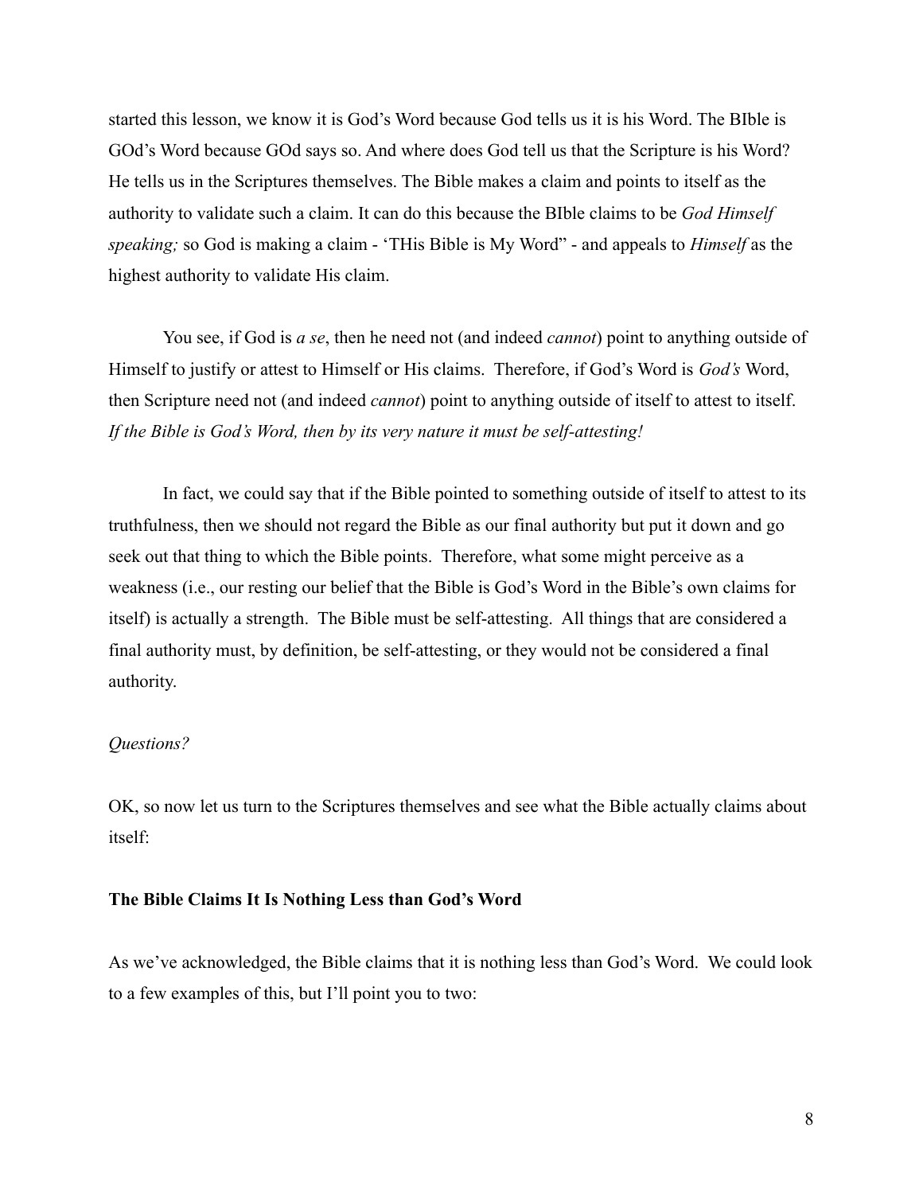started this lesson, we know it is God's Word because God tells us it is his Word. The BIble is GOd's Word because GOd says so. And where does God tell us that the Scripture is his Word? He tells us in the Scriptures themselves. The Bible makes a claim and points to itself as the authority to validate such a claim. It can do this because the BIble claims to be *God Himself speaking;* so God is making a claim - 'THis Bible is My Word" - and appeals to *Himself* as the highest authority to validate His claim.

You see, if God is *a se*, then he need not (and indeed *cannot*) point to anything outside of Himself to justify or attest to Himself or His claims. Therefore, if God's Word is *God's* Word, then Scripture need not (and indeed *cannot*) point to anything outside of itself to attest to itself. *If the Bible is God's Word, then by its very nature it must be self-attesting!*

In fact, we could say that if the Bible pointed to something outside of itself to attest to its truthfulness, then we should not regard the Bible as our final authority but put it down and go seek out that thing to which the Bible points. Therefore, what some might perceive as a weakness (i.e., our resting our belief that the Bible is God's Word in the Bible's own claims for itself) is actually a strength. The Bible must be self-attesting. All things that are considered a final authority must, by definition, be self-attesting, or they would not be considered a final authority.

*Questions?*

OK, so now let us turn to the Scriptures themselves and see what the Bible actually claims about itself:

**The Bible Claims It Is Nothing Less than God's Word**

As we've acknowledged, the Bible claims that it is nothing less than God's Word. We could look to a few examples of this, but I'll point you to two: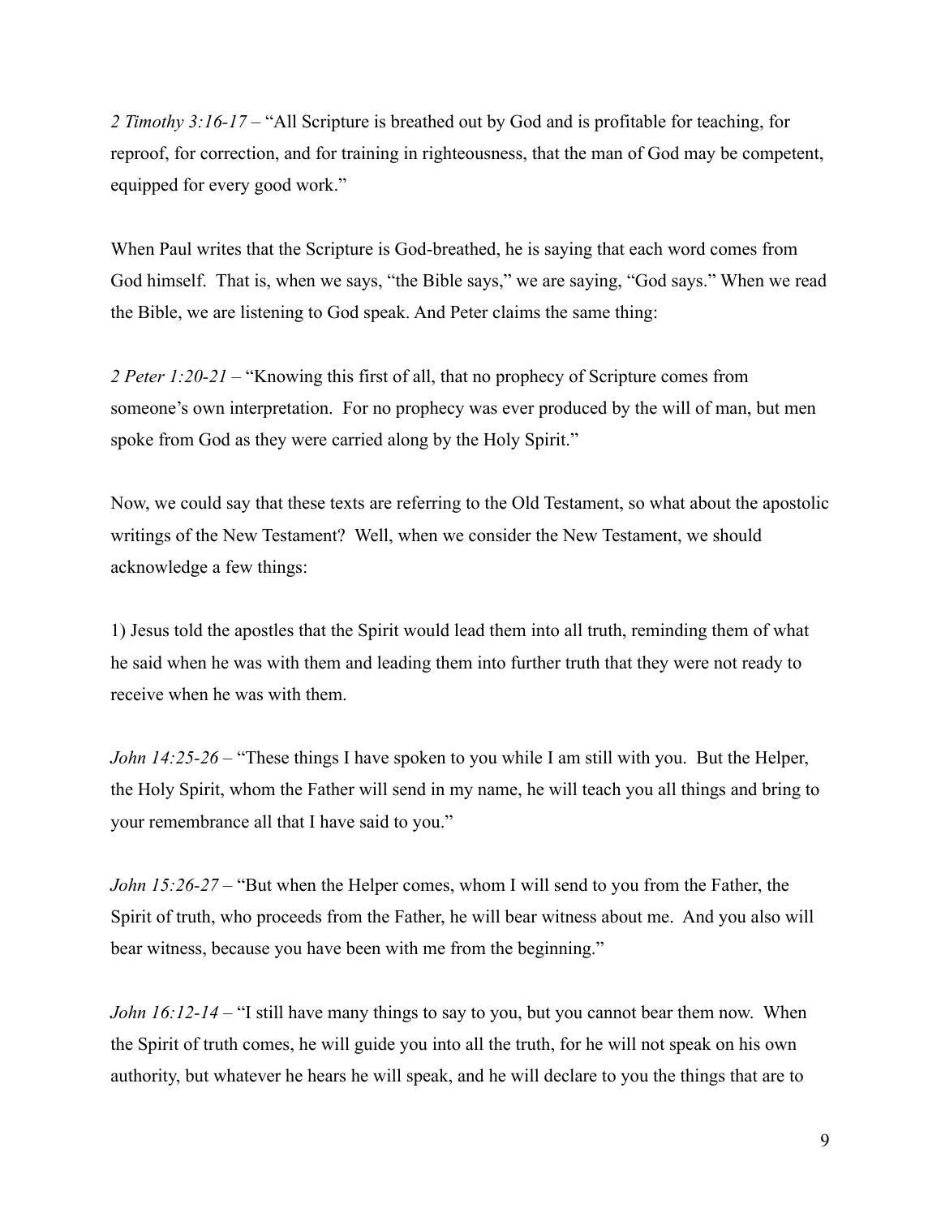*2 Timothy 3:16-17* – "All Scripture is breathed out by God and is profitable for teaching, for reproof, for correction, and for training in righteousness, that the man of God may be competent, equipped for every good work."

When Paul writes that the Scripture is God-breathed, he is saying that each word comes from God himself. That is, when we says, "the Bible says," we are saying, "God says." When we read the Bible, we are listening to God speak. And Peter claims the same thing:

*2 Peter 1:20-21* – "Knowing this first of all, that no prophecy of Scripture comes from someone's own interpretation. For no prophecy was ever produced by the will of man, but men spoke from God as they were carried along by the Holy Spirit."

Now, we could say that these texts are referring to the Old Testament, so what about the apostolic writings of the New Testament? Well, when we consider the New Testament, we should acknowledge a few things:

1) Jesus told the apostles that the Spirit would lead them into all truth, reminding them of what he said when he was with them and leading them into further truth that they were not ready to receive when he was with them.

*John 14:25-26* – "These things I have spoken to you while I am still with you. But the Helper, the Holy Spirit, whom the Father will send in my name, he will teach you all things and bring to your remembrance all that I have said to you."

*John 15:26-27* – "But when the Helper comes, whom I will send to you from the Father, the Spirit of truth, who proceeds from the Father, he will bear witness about me. And you also will bear witness, because you have been with me from the beginning."

*John 16:12-14* – "I still have many things to say to you, but you cannot bear them now. When the Spirit of truth comes, he will guide you into all the truth, for he will not speak on his own authority, but whatever he hears he will speak, and he will declare to you the things that are to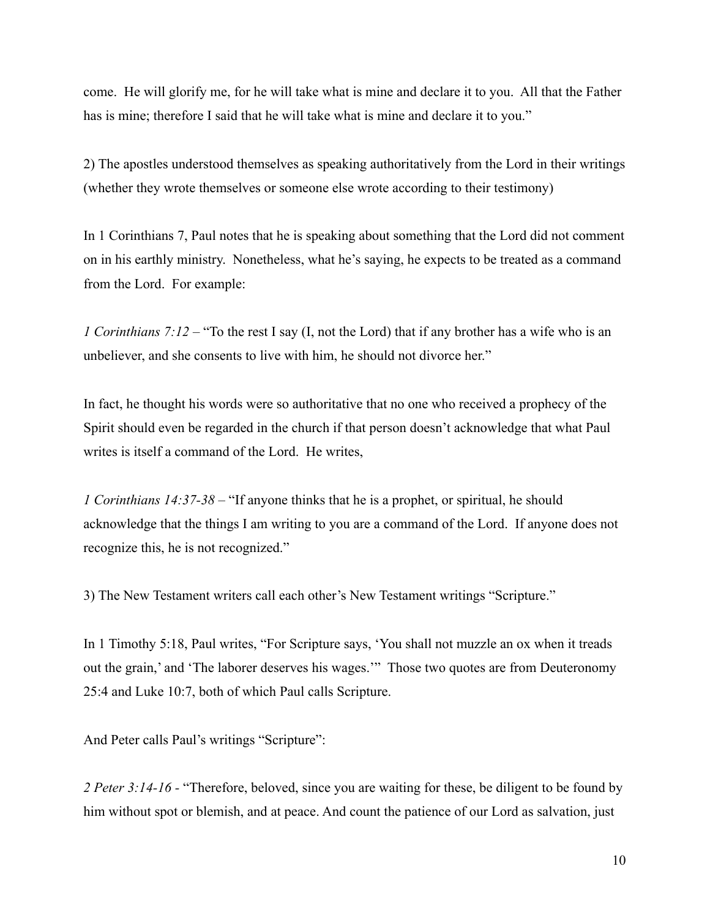come. He will glorify me, for he will take what is mine and declare it to you. All that the Father has is mine; therefore I said that he will take what is mine and declare it to you."

2) The apostles understood themselves as speaking authoritatively from the Lord in their writings (whether they wrote themselves or someone else wrote according to their testimony)

In 1 Corinthians 7, Paul notes that he is speaking about something that the Lord did not comment on in his earthly ministry. Nonetheless, what he's saying, he expects to be treated as a command from the Lord. For example:

*1 Corinthians 7:12* – "To the rest I say (I, not the Lord) that if any brother has a wife who is an unbeliever, and she consents to live with him, he should not divorce her."

In fact, he thought his words were so authoritative that no one who received a prophecy of the Spirit should even be regarded in the church if that person doesn't acknowledge that what Paul writes is itself a command of the Lord. He writes,

*1 Corinthians 14:37-38* – "If anyone thinks that he is a prophet, or spiritual, he should acknowledge that the things I am writing to you are a command of the Lord. If anyone does not recognize this, he is not recognized."

3) The New Testament writers call each other's New Testament writings "Scripture."

In 1 Timothy 5:18, Paul writes, "For Scripture says, 'You shall not muzzle an ox when it treads out the grain,' and 'The laborer deserves his wages.'" Those two quotes are from Deuteronomy 25:4 and Luke 10:7, both of which Paul calls Scripture.

And Peter calls Paul's writings "Scripture":

*2 Peter 3:14-16* - "Therefore, beloved, since you are waiting for these, be diligent to be found by him without spot or blemish, and at peace. And count the patience of our Lord as salvation, just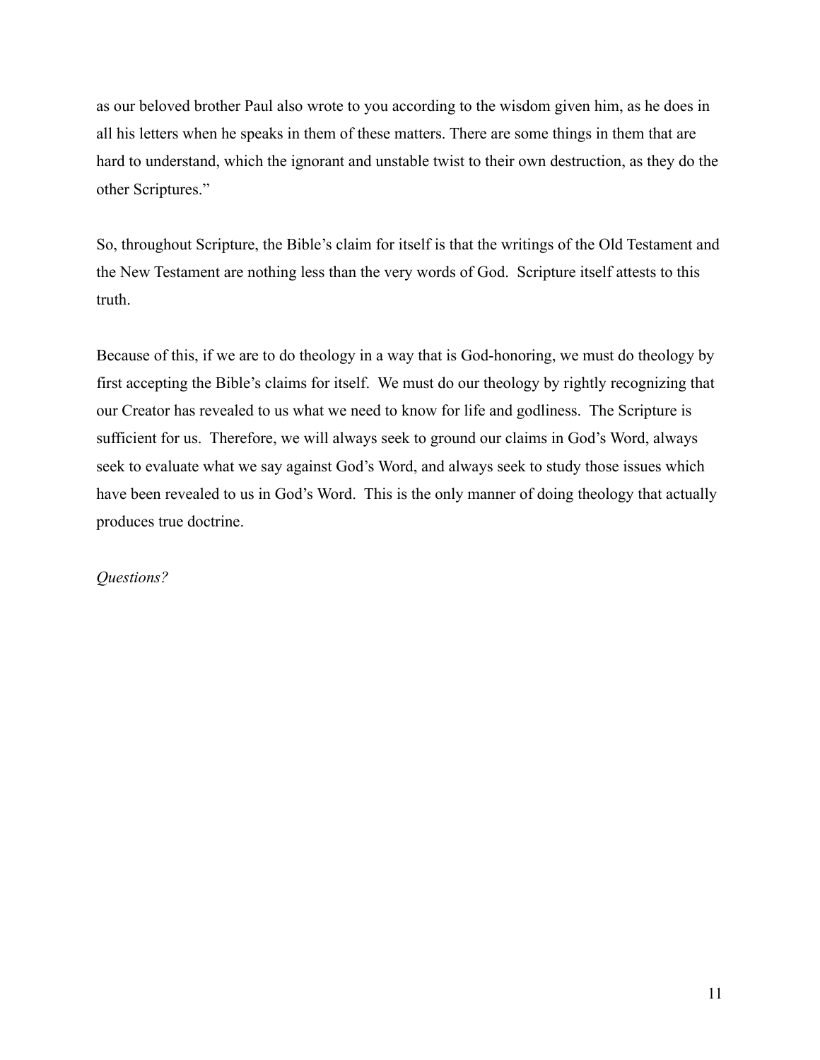as our beloved brother Paul also wrote to you according to the wisdom given him, as he does in all his letters when he speaks in them of these matters. There are some things in them that are hard to understand, which the ignorant and unstable twist to their own destruction, as they do the other Scriptures."

So, throughout Scripture, the Bible's claim for itself is that the writings of the Old Testament and the New Testament are nothing less than the very words of God. Scripture itself attests to this truth.

Because of this, if we are to do theology in a way that is God-honoring, we must do theology by first accepting the Bible's claims for itself. We must do our theology by rightly recognizing that our Creator has revealed to us what we need to know for life and godliness. The Scripture is sufficient for us. Therefore, we will always seek to ground our claims in God's Word, always seek to evaluate what we say against God's Word, and always seek to study those issues which have been revealed to us in God's Word. This is the only manner of doing theology that actually produces true doctrine.

*Questions?*